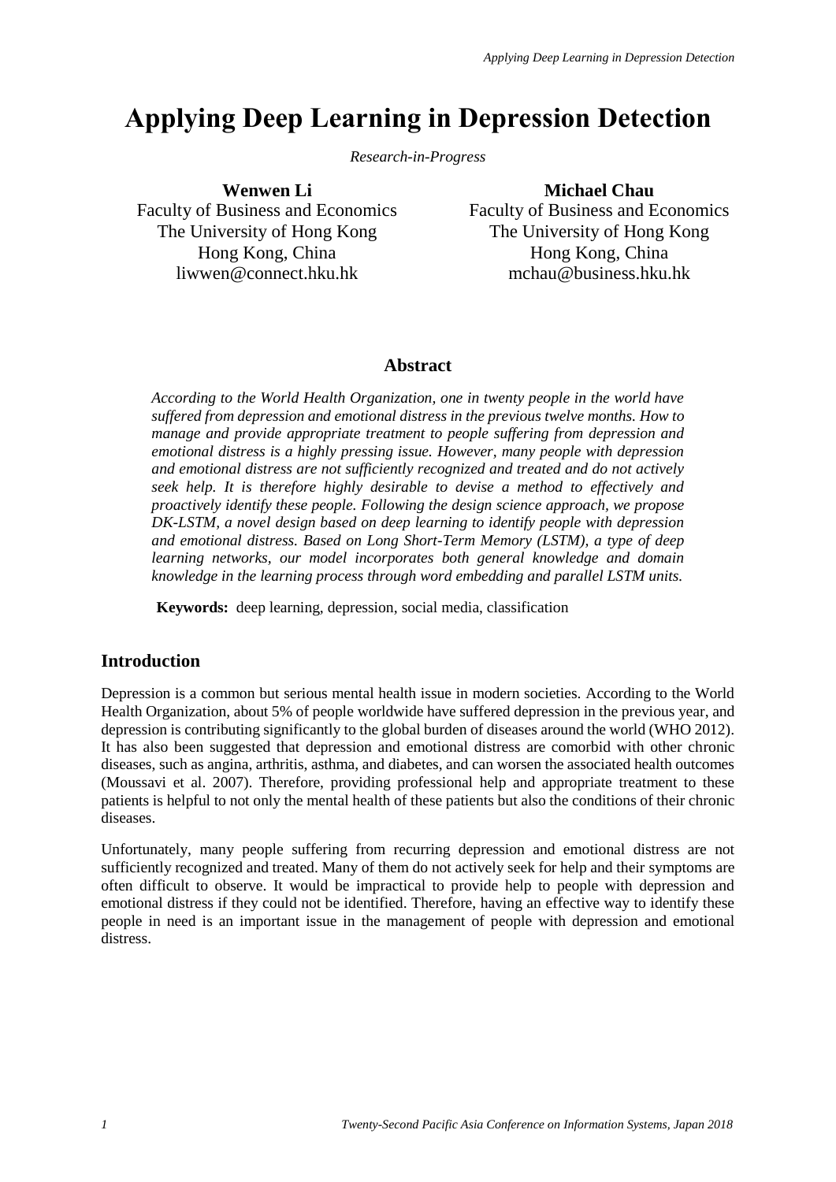# Applying Deep Learning in Depression Detection

*Research-in-Progress*

**Wenwen Li**
Faculty of Business and Economics
The University of Hong Kong
Hong Kong, China
liwwen@connect.hku.hk

**Michael Chau**
Faculty of Business and Economics
The University of Hong Kong
Hong Kong, China
mchau@business.hku.hk

## Abstract

*According to the World Health Organization, one in twenty people in the world have suffered from depression and emotional distress in the previous twelve months. How to manage and provide appropriate treatment to people suffering from depression and emotional distress is a highly pressing issue. However, many people with depression and emotional distress are not sufficiently recognized and treated and do not actively seek help. It is therefore highly desirable to devise a method to effectively and proactively identify these people. Following the design science approach, we propose DK-LSTM, a novel design based on deep learning to identify people with depression and emotional distress. Based on Long Short-Term Memory (LSTM), a type of deep learning networks, our model incorporates both general knowledge and domain knowledge in the learning process through word embedding and parallel LSTM units.*

**Keywords:** deep learning, depression, social media, classification

## Introduction

Depression is a common but serious mental health issue in modern societies. According to the World Health Organization, about 5% of people worldwide have suffered depression in the previous year, and depression is contributing significantly to the global burden of diseases around the world (WHO 2012). It has also been suggested that depression and emotional distress are comorbid with other chronic diseases, such as angina, arthritis, asthma, and diabetes, and can worsen the associated health outcomes (Moussavi et al. 2007). Therefore, providing professional help and appropriate treatment to these patients is helpful to not only the mental health of these patients but also the conditions of their chronic diseases.

Unfortunately, many people suffering from recurring depression and emotional distress are not sufficiently recognized and treated. Many of them do not actively seek for help and their symptoms are often difficult to observe. It would be impractical to provide help to people with depression and emotional distress if they could not be identified. Therefore, having an effective way to identify these people in need is an important issue in the management of people with depression and emotional distress.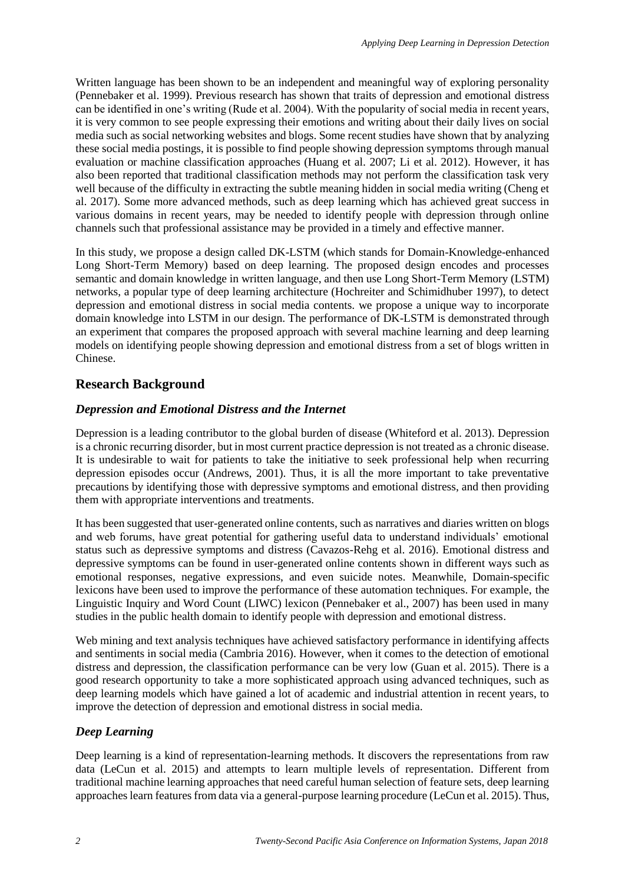Written language has been shown to be an independent and meaningful way of exploring personality (Pennebaker et al. 1999). Previous research has shown that traits of depression and emotional distress can be identified in one's writing (Rude et al. 2004). With the popularity of social media in recent years, it is very common to see people expressing their emotions and writing about their daily lives on social media such as social networking websites and blogs. Some recent studies have shown that by analyzing these social media postings, it is possible to find people showing depression symptoms through manual evaluation or machine classification approaches (Huang et al. 2007; Li et al. 2012). However, it has also been reported that traditional classification methods may not perform the classification task very well because of the difficulty in extracting the subtle meaning hidden in social media writing (Cheng et al. 2017). Some more advanced methods, such as deep learning which has achieved great success in various domains in recent years, may be needed to identify people with depression through online channels such that professional assistance may be provided in a timely and effective manner.

In this study, we propose a design called DK-LSTM (which stands for Domain-Knowledge-enhanced Long Short-Term Memory) based on deep learning. The proposed design encodes and processes semantic and domain knowledge in written language, and then use Long Short-Term Memory (LSTM) networks, a popular type of deep learning architecture (Hochreiter and Schimidhuber 1997), to detect depression and emotional distress in social media contents. we propose a unique way to incorporate domain knowledge into LSTM in our design. The performance of DK-LSTM is demonstrated through an experiment that compares the proposed approach with several machine learning and deep learning models on identifying people showing depression and emotional distress from a set of blogs written in Chinese.

## Research Background

### *Depression and Emotional Distress and the Internet*

Depression is a leading contributor to the global burden of disease (Whiteford et al. 2013). Depression is a chronic recurring disorder, but in most current practice depression is not treated as a chronic disease. It is undesirable to wait for patients to take the initiative to seek professional help when recurring depression episodes occur (Andrews, 2001). Thus, it is all the more important to take preventative precautions by identifying those with depressive symptoms and emotional distress, and then providing them with appropriate interventions and treatments.

It has been suggested that user-generated online contents, such as narratives and diaries written on blogs and web forums, have great potential for gathering useful data to understand individuals' emotional status such as depressive symptoms and distress (Cavazos-Rehg et al. 2016). Emotional distress and depressive symptoms can be found in user-generated online contents shown in different ways such as emotional responses, negative expressions, and even suicide notes. Meanwhile, Domain-specific lexicons have been used to improve the performance of these automation techniques. For example, the Linguistic Inquiry and Word Count (LIWC) lexicon (Pennebaker et al., 2007) has been used in many studies in the public health domain to identify people with depression and emotional distress.

Web mining and text analysis techniques have achieved satisfactory performance in identifying affects and sentiments in social media (Cambria 2016). However, when it comes to the detection of emotional distress and depression, the classification performance can be very low (Guan et al. 2015). There is a good research opportunity to take a more sophisticated approach using advanced techniques, such as deep learning models which have gained a lot of academic and industrial attention in recent years, to improve the detection of depression and emotional distress in social media.

### *Deep Learning*

Deep learning is a kind of representation-learning methods. It discovers the representations from raw data (LeCun et al. 2015) and attempts to learn multiple levels of representation. Different from traditional machine learning approaches that need careful human selection of feature sets, deep learning approaches learn features from data via a general-purpose learning procedure (LeCun et al. 2015). Thus,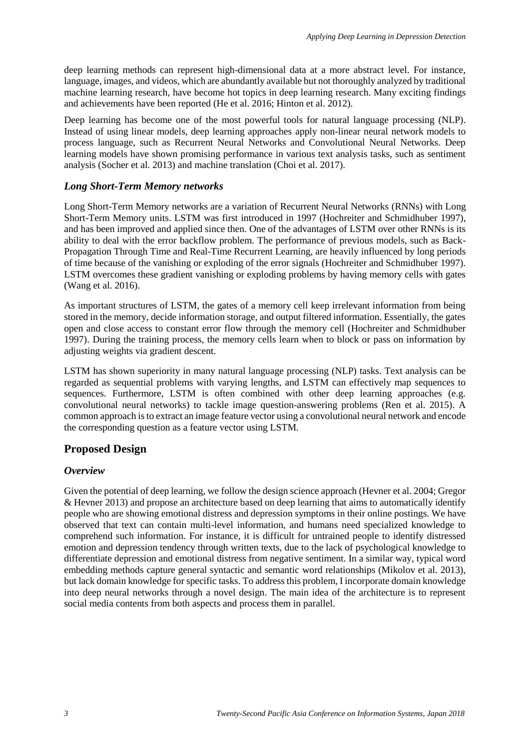deep learning methods can represent high-dimensional data at a more abstract level. For instance, language, images, and videos, which are abundantly available but not thoroughly analyzed by traditional machine learning research, have become hot topics in deep learning research. Many exciting findings and achievements have been reported (He et al. 2016; Hinton et al. 2012).

Deep learning has become one of the most powerful tools for natural language processing (NLP). Instead of using linear models, deep learning approaches apply non-linear neural network models to process language, such as Recurrent Neural Networks and Convolutional Neural Networks. Deep learning models have shown promising performance in various text analysis tasks, such as sentiment analysis (Socher et al. 2013) and machine translation (Choi et al. 2017).

### *Long Short-Term Memory networks*

Long Short-Term Memory networks are a variation of Recurrent Neural Networks (RNNs) with Long Short-Term Memory units. LSTM was first introduced in 1997 (Hochreiter and Schmidhuber 1997), and has been improved and applied since then. One of the advantages of LSTM over other RNNs is its ability to deal with the error backflow problem. The performance of previous models, such as Back-Propagation Through Time and Real-Time Recurrent Learning, are heavily influenced by long periods of time because of the vanishing or exploding of the error signals (Hochreiter and Schmidhuber 1997). LSTM overcomes these gradient vanishing or exploding problems by having memory cells with gates (Wang et al. 2016).

As important structures of LSTM, the gates of a memory cell keep irrelevant information from being stored in the memory, decide information storage, and output filtered information. Essentially, the gates open and close access to constant error flow through the memory cell (Hochreiter and Schmidhuber 1997). During the training process, the memory cells learn when to block or pass on information by adjusting weights via gradient descent.

LSTM has shown superiority in many natural language processing (NLP) tasks. Text analysis can be regarded as sequential problems with varying lengths, and LSTM can effectively map sequences to sequences. Furthermore, LSTM is often combined with other deep learning approaches (e.g. convolutional neural networks) to tackle image question-answering problems (Ren et al. 2015). A common approach is to extract an image feature vector using a convolutional neural network and encode the corresponding question as a feature vector using LSTM.

## Proposed Design

### *Overview*

Given the potential of deep learning, we follow the design science approach (Hevner et al. 2004; Gregor & Hevner 2013) and propose an architecture based on deep learning that aims to automatically identify people who are showing emotional distress and depression symptoms in their online postings. We have observed that text can contain multi-level information, and humans need specialized knowledge to comprehend such information. For instance, it is difficult for untrained people to identify distressed emotion and depression tendency through written texts, due to the lack of psychological knowledge to differentiate depression and emotional distress from negative sentiment. In a similar way, typical word embedding methods capture general syntactic and semantic word relationships (Mikolov et al. 2013), but lack domain knowledge for specific tasks. To address this problem, I incorporate domain knowledge into deep neural networks through a novel design. The main idea of the architecture is to represent social media contents from both aspects and process them in parallel.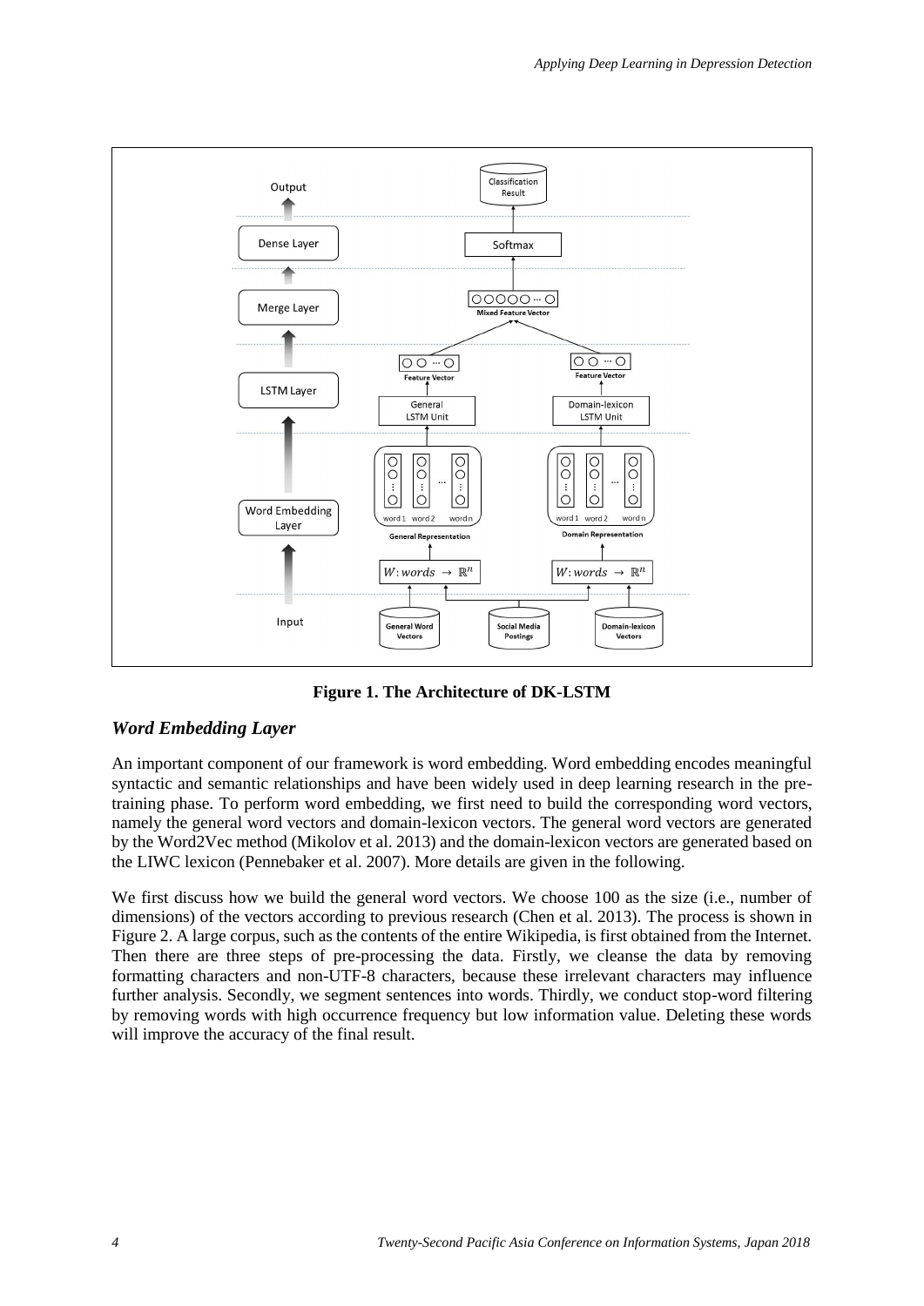**Figure 1. The Architecture of DK-LSTM**

### *Word Embedding Layer*

An important component of our framework is word embedding. Word embedding encodes meaningful syntactic and semantic relationships and have been widely used in deep learning research in the pre-training phase. To perform word embedding, we first need to build the corresponding word vectors, namely the general word vectors and domain-lexicon vectors. The general word vectors are generated by the Word2Vec method (Mikolov et al. 2013) and the domain-lexicon vectors are generated based on the LIWC lexicon (Pennebaker et al. 2007). More details are given in the following.

We first discuss how we build the general word vectors. We choose 100 as the size (i.e., number of dimensions) of the vectors according to previous research (Chen et al. 2013). The process is shown in Figure 2. A large corpus, such as the contents of the entire Wikipedia, is first obtained from the Internet. Then there are three steps of pre-processing the data. Firstly, we cleanse the data by removing formatting characters and non-UTF-8 characters, because these irrelevant characters may influence further analysis. Secondly, we segment sentences into words. Thirdly, we conduct stop-word filtering by removing words with high occurrence frequency but low information value. Deleting these words will improve the accuracy of the final result.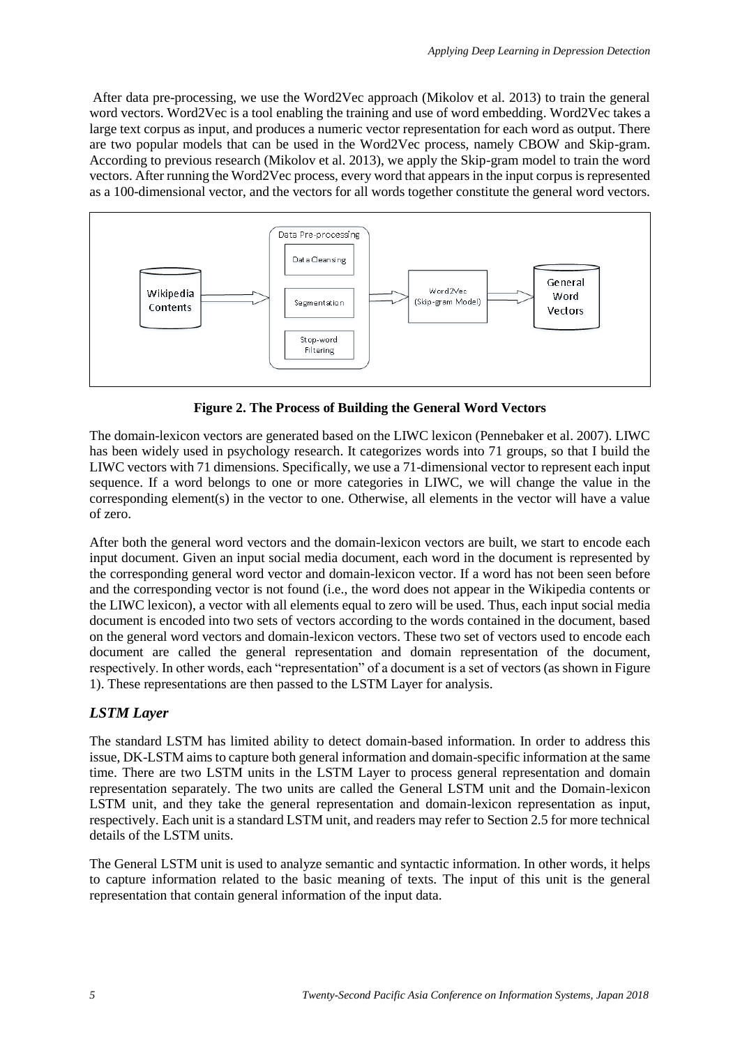After data pre-processing, we use the Word2Vec approach (Mikolov et al. 2013) to train the general word vectors. Word2Vec is a tool enabling the training and use of word embedding. Word2Vec takes a large text corpus as input, and produces a numeric vector representation for each word as output. There are two popular models that can be used in the Word2Vec process, namely CBOW and Skip-gram. According to previous research (Mikolov et al. 2013), we apply the Skip-gram model to train the word vectors. After running the Word2Vec process, every word that appears in the input corpus is represented as a 100-dimensional vector, and the vectors for all words together constitute the general word vectors.

**Figure 2. The Process of Building the General Word Vectors**

The domain-lexicon vectors are generated based on the LIWC lexicon (Pennebaker et al. 2007). LIWC has been widely used in psychology research. It categorizes words into 71 groups, so that I build the LIWC vectors with 71 dimensions. Specifically, we use a 71-dimensional vector to represent each input sequence. If a word belongs to one or more categories in LIWC, we will change the value in the corresponding element(s) in the vector to one. Otherwise, all elements in the vector will have a value of zero.

After both the general word vectors and the domain-lexicon vectors are built, we start to encode each input document. Given an input social media document, each word in the document is represented by the corresponding general word vector and domain-lexicon vector. If a word has not been seen before and the corresponding vector is not found (i.e., the word does not appear in the Wikipedia contents or the LIWC lexicon), a vector with all elements equal to zero will be used. Thus, each input social media document is encoded into two sets of vectors according to the words contained in the document, based on the general word vectors and domain-lexicon vectors. These two set of vectors used to encode each document are called the general representation and domain representation of the document, respectively. In other words, each "representation" of a document is a set of vectors (as shown in Figure 1). These representations are then passed to the LSTM Layer for analysis.

## *LSTM Layer*

The standard LSTM has limited ability to detect domain-based information. In order to address this issue, DK-LSTM aims to capture both general information and domain-specific information at the same time. There are two LSTM units in the LSTM Layer to process general representation and domain representation separately. The two units are called the General LSTM unit and the Domain-lexicon LSTM unit, and they take the general representation and domain-lexicon representation as input, respectively. Each unit is a standard LSTM unit, and readers may refer to Section 2.5 for more technical details of the LSTM units.

The General LSTM unit is used to analyze semantic and syntactic information. In other words, it helps to capture information related to the basic meaning of texts. The input of this unit is the general representation that contain general information of the input data.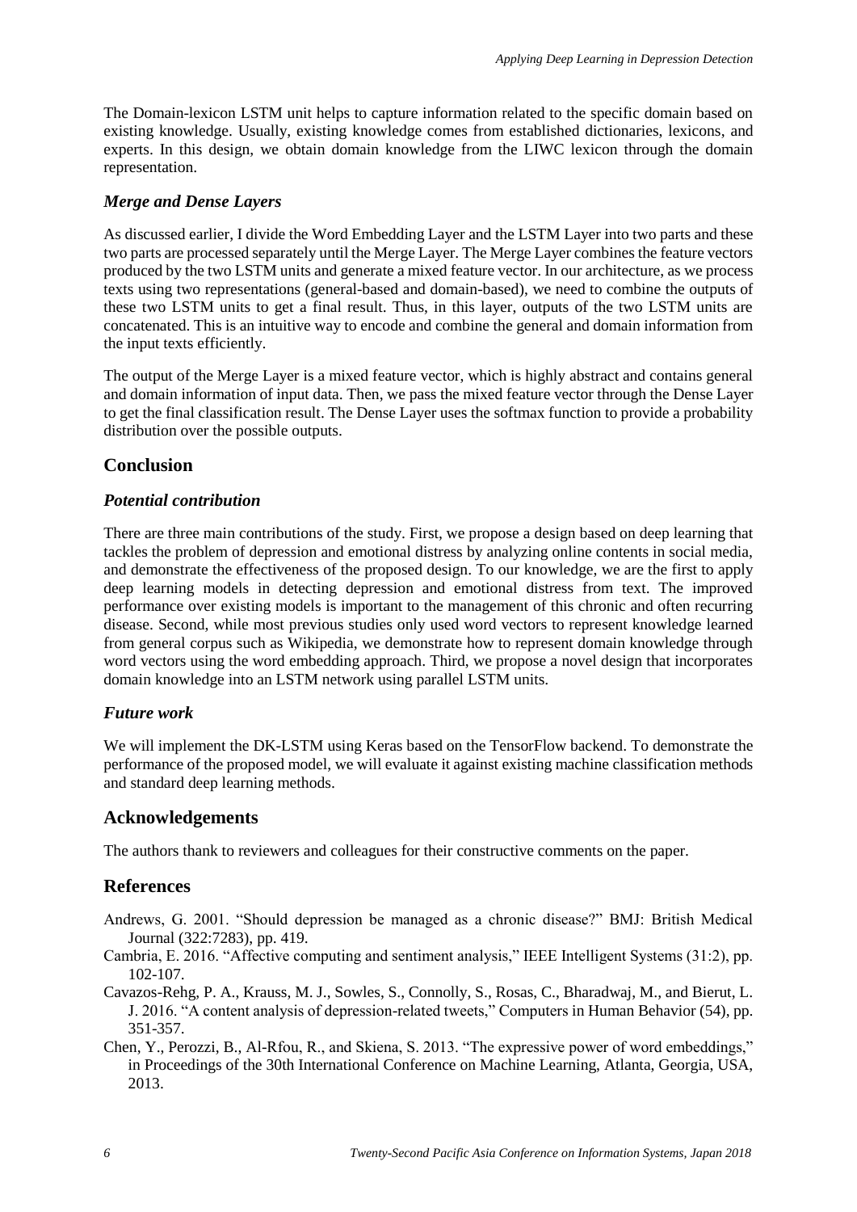The Domain-lexicon LSTM unit helps to capture information related to the specific domain based on existing knowledge. Usually, existing knowledge comes from established dictionaries, lexicons, and experts. In this design, we obtain domain knowledge from the LIWC lexicon through the domain representation.

### *Merge and Dense Layers*

As discussed earlier, I divide the Word Embedding Layer and the LSTM Layer into two parts and these two parts are processed separately until the Merge Layer. The Merge Layer combines the feature vectors produced by the two LSTM units and generate a mixed feature vector. In our architecture, as we process texts using two representations (general-based and domain-based), we need to combine the outputs of these two LSTM units to get a final result. Thus, in this layer, outputs of the two LSTM units are concatenated. This is an intuitive way to encode and combine the general and domain information from the input texts efficiently.

The output of the Merge Layer is a mixed feature vector, which is highly abstract and contains general and domain information of input data. Then, we pass the mixed feature vector through the Dense Layer to get the final classification result. The Dense Layer uses the softmax function to provide a probability distribution over the possible outputs.

## Conclusion

### *Potential contribution*

There are three main contributions of the study. First, we propose a design based on deep learning that tackles the problem of depression and emotional distress by analyzing online contents in social media, and demonstrate the effectiveness of the proposed design. To our knowledge, we are the first to apply deep learning models in detecting depression and emotional distress from text. The improved performance over existing models is important to the management of this chronic and often recurring disease. Second, while most previous studies only used word vectors to represent knowledge learned from general corpus such as Wikipedia, we demonstrate how to represent domain knowledge through word vectors using the word embedding approach. Third, we propose a novel design that incorporates domain knowledge into an LSTM network using parallel LSTM units.

### *Future work*

We will implement the DK-LSTM using Keras based on the TensorFlow backend. To demonstrate the performance of the proposed model, we will evaluate it against existing machine classification methods and standard deep learning methods.

## Acknowledgements

The authors thank to reviewers and colleagues for their constructive comments on the paper.

## References

Andrews, G. 2001. "Should depression be managed as a chronic disease?" BMJ: British Medical Journal (322:7283), pp. 419.

Cambria, E. 2016. "Affective computing and sentiment analysis," IEEE Intelligent Systems (31:2), pp. 102-107.

Cavazos-Rehg, P. A., Krauss, M. J., Sowles, S., Connolly, S., Rosas, C., Bharadwaj, M., and Bierut, L. J. 2016. "A content analysis of depression-related tweets," Computers in Human Behavior (54), pp. 351-357.

Chen, Y., Perozzi, B., Al-Rfou, R., and Skiena, S. 2013. "The expressive power of word embeddings," in Proceedings of the 30th International Conference on Machine Learning, Atlanta, Georgia, USA, 2013.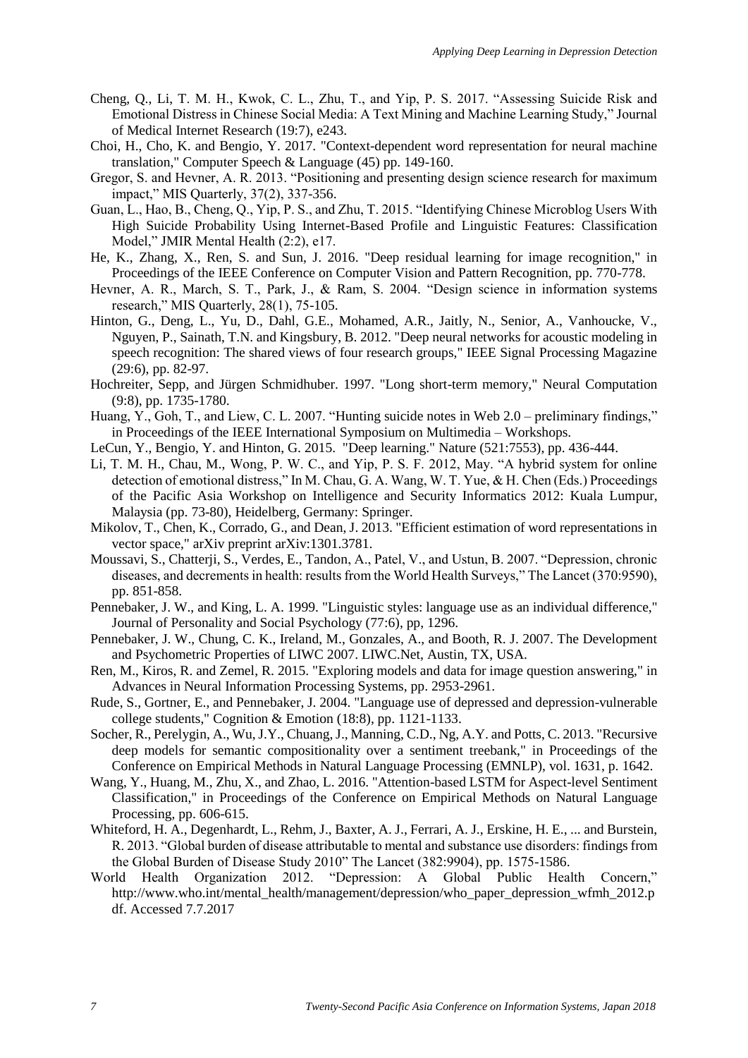Cheng, Q., Li, T. M. H., Kwok, C. L., Zhu, T., and Yip, P. S. 2017. "Assessing Suicide Risk and Emotional Distress in Chinese Social Media: A Text Mining and Machine Learning Study," Journal of Medical Internet Research (19:7), e243.

Choi, H., Cho, K. and Bengio, Y. 2017. "Context-dependent word representation for neural machine translation," Computer Speech & Language (45) pp. 149-160.

Gregor, S. and Hevner, A. R. 2013. "Positioning and presenting design science research for maximum impact," MIS Quarterly, 37(2), 337-356.

Guan, L., Hao, B., Cheng, Q., Yip, P. S., and Zhu, T. 2015. "Identifying Chinese Microblog Users With High Suicide Probability Using Internet-Based Profile and Linguistic Features: Classification Model," JMIR Mental Health (2:2), e17.

He, K., Zhang, X., Ren, S. and Sun, J. 2016. "Deep residual learning for image recognition," in Proceedings of the IEEE Conference on Computer Vision and Pattern Recognition, pp. 770-778.

Hevner, A. R., March, S. T., Park, J., & Ram, S. 2004. "Design science in information systems research," MIS Quarterly, 28(1), 75-105.

Hinton, G., Deng, L., Yu, D., Dahl, G.E., Mohamed, A.R., Jaitly, N., Senior, A., Vanhoucke, V., Nguyen, P., Sainath, T.N. and Kingsbury, B. 2012. "Deep neural networks for acoustic modeling in speech recognition: The shared views of four research groups," IEEE Signal Processing Magazine (29:6), pp. 82-97.

Hochreiter, Sepp, and Jürgen Schmidhuber. 1997. "Long short-term memory," Neural Computation (9:8), pp. 1735-1780.

Huang, Y., Goh, T., and Liew, C. L. 2007. "Hunting suicide notes in Web 2.0 – preliminary findings," in Proceedings of the IEEE International Symposium on Multimedia – Workshops.

LeCun, Y., Bengio, Y. and Hinton, G. 2015. "Deep learning." Nature (521:7553), pp. 436-444.

Li, T. M. H., Chau, M., Wong, P. W. C., and Yip, P. S. F. 2012, May. "A hybrid system for online detection of emotional distress," In M. Chau, G. A. Wang, W. T. Yue, & H. Chen (Eds.) Proceedings of the Pacific Asia Workshop on Intelligence and Security Informatics 2012: Kuala Lumpur, Malaysia (pp. 73-80), Heidelberg, Germany: Springer.

Mikolov, T., Chen, K., Corrado, G., and Dean, J. 2013. "Efficient estimation of word representations in vector space," arXiv preprint arXiv:1301.3781.

Moussavi, S., Chatterji, S., Verdes, E., Tandon, A., Patel, V., and Ustun, B. 2007. "Depression, chronic diseases, and decrements in health: results from the World Health Surveys," The Lancet (370:9590), pp. 851-858.

Pennebaker, J. W., and King, L. A. 1999. "Linguistic styles: language use as an individual difference," Journal of Personality and Social Psychology (77:6), pp, 1296.

Pennebaker, J. W., Chung, C. K., Ireland, M., Gonzales, A., and Booth, R. J. 2007. The Development and Psychometric Properties of LIWC 2007. LIWC.Net, Austin, TX, USA.

Ren, M., Kiros, R. and Zemel, R. 2015. "Exploring models and data for image question answering," in Advances in Neural Information Processing Systems, pp. 2953-2961.

Rude, S., Gortner, E., and Pennebaker, J. 2004. "Language use of depressed and depression-vulnerable college students," Cognition & Emotion (18:8), pp. 1121-1133.

Socher, R., Perelygin, A., Wu, J.Y., Chuang, J., Manning, C.D., Ng, A.Y. and Potts, C. 2013. "Recursive deep models for semantic compositionality over a sentiment treebank," in Proceedings of the Conference on Empirical Methods in Natural Language Processing (EMNLP), vol. 1631, p. 1642.

Wang, Y., Huang, M., Zhu, X., and Zhao, L. 2016. "Attention-based LSTM for Aspect-level Sentiment Classification," in Proceedings of the Conference on Empirical Methods on Natural Language Processing, pp. 606-615.

Whiteford, H. A., Degenhardt, L., Rehm, J., Baxter, A. J., Ferrari, A. J., Erskine, H. E., ... and Burstein, R. 2013. "Global burden of disease attributable to mental and substance use disorders: findings from the Global Burden of Disease Study 2010" The Lancet (382:9904), pp. 1575-1586.

World Health Organization 2012. "Depression: A Global Public Health Concern," http://www.who.int/mental_health/management/depression/who_paper_depression_wfmh_2012.pdf. Accessed 7.7.2017